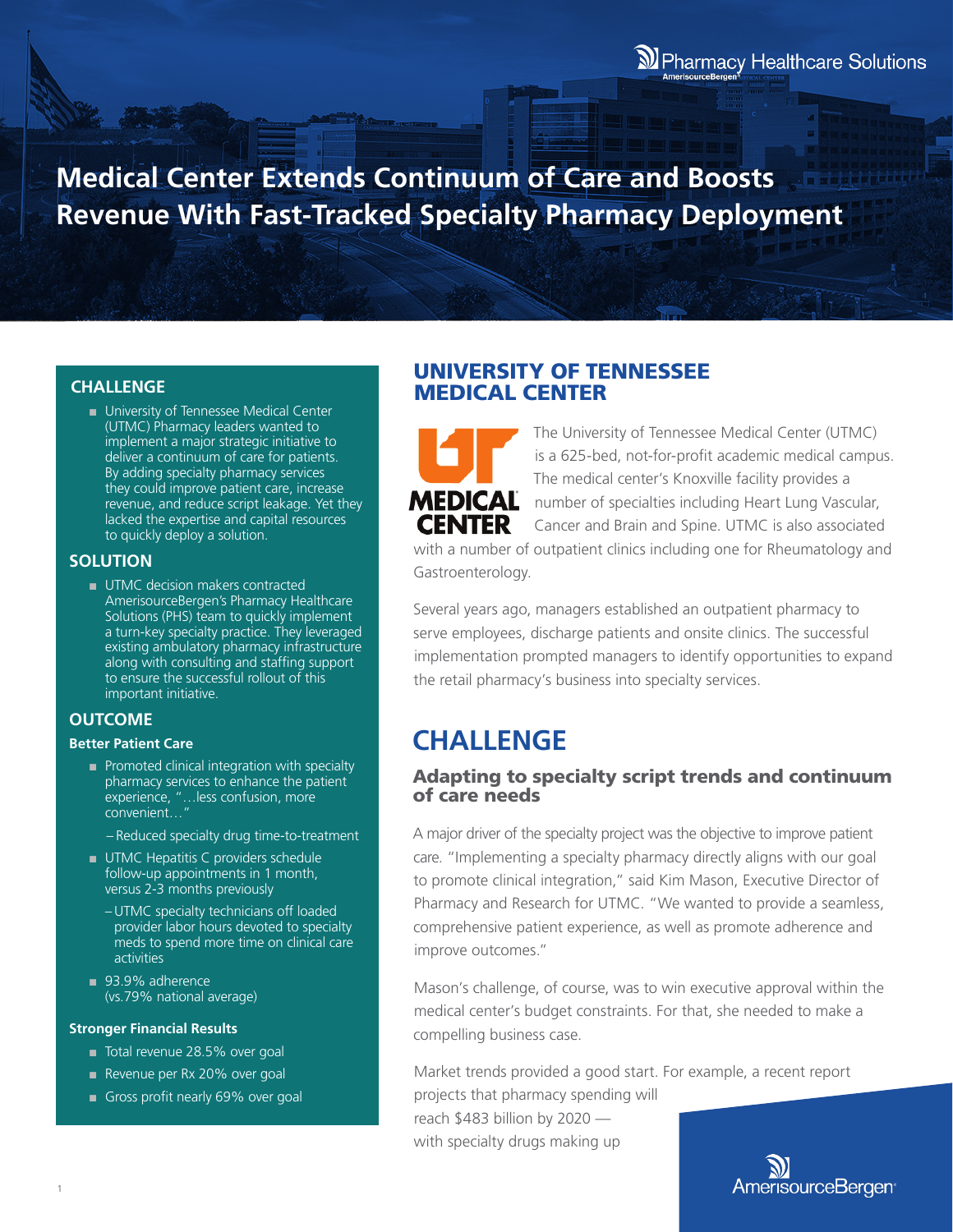# Medical Center Extends Continuum of Care and Boosts Revenue With Fast-Tracked Specialty Pharmacy Deployment

## CHALLENGE

- University of Tennessee Medical Center (UTMC) Pharmacy leaders wanted to implement a major strategic initiative to deliver a continuum of care for patients. By adding specialty pharmacy services they could improve patient care, increase revenue, and reduce script leakage. Yet they lacked the expertise and capital resources to quickly deploy a solution.

## SOLUTION

- UTMC decision makers contracted AmerisourceBergen's Pharmacy Healthcare Solutions (PHS) team to quickly implement a turn-key specialty practice. They leveraged existing ambulatory pharmacy infrastructure along with consulting and staffing support to ensure the successful rollout of this important initiative.

## OUTCOME

### Better Patient Care

- Promoted clinical integration with specialty pharmacy services to enhance the patient experience, "…less confusion, more convenient…"
  - Reduced specialty drug time-to-treatment
- UTMC Hepatitis C providers schedule follow-up appointments in 1 month, versus 2-3 months previously
  - UTMC specialty technicians off loaded provider labor hours devoted to specialty meds to spend more time on clinical care activities
- 93.9% adherence (vs.79% national average)

### Stronger Financial Results

- Total revenue 28.5% over goal
- Revenue per Rx 20% over goal
- Gross profit nearly 69% over goal

## UNIVERSITY OF TENNESSEE MEDICAL CENTER

The University of Tennessee Medical Center (UTMC) is a 625-bed, not-for-profit academic medical campus. The medical center's Knoxville facility provides a number of specialties including Heart Lung Vascular, Cancer and Brain and Spine. UTMC is also associated with a number of outpatient clinics including one for Rheumatology and Gastroenterology.

Several years ago, managers established an outpatient pharmacy to serve employees, discharge patients and onsite clinics. The successful implementation prompted managers to identify opportunities to expand the retail pharmacy's business into specialty services.

## CHALLENGE

### Adapting to specialty script trends and continuum of care needs

A major driver of the specialty project was the objective to improve patient care. "Implementing a specialty pharmacy directly aligns with our goal to promote clinical integration," said Kim Mason, Executive Director of Pharmacy and Research for UTMC. "We wanted to provide a seamless, comprehensive patient experience, as well as promote adherence and improve outcomes."

Mason's challenge, of course, was to win executive approval within the medical center's budget constraints. For that, she needed to make a compelling business case.

Market trends provided a good start. For example, a recent report projects that pharmacy spending will reach $483 billion by 2020 — with specialty drugs making up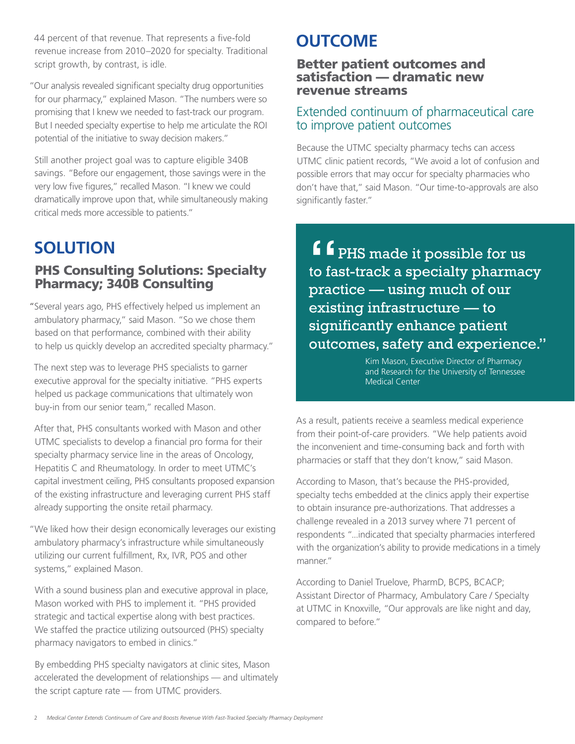44 percent of that revenue. That represents a five-fold revenue increase from 2010–2020 for specialty. Traditional script growth, by contrast, is idle.

"Our analysis revealed significant specialty drug opportunities for our pharmacy," explained Mason. "The numbers were so promising that I knew we needed to fast-track our program. But I needed specialty expertise to help me articulate the ROI potential of the initiative to sway decision makers."

Still another project goal was to capture eligible 340B savings. "Before our engagement, those savings were in the very low five figures," recalled Mason. "I knew we could dramatically improve upon that, while simultaneously making critical meds more accessible to patients."

# SOLUTION

## PHS Consulting Solutions: Specialty Pharmacy; 340B Consulting

"Several years ago, PHS effectively helped us implement an ambulatory pharmacy," said Mason. "So we chose them based on that performance, combined with their ability to help us quickly develop an accredited specialty pharmacy."

The next step was to leverage PHS specialists to garner executive approval for the specialty initiative. "PHS experts helped us package communications that ultimately won buy-in from our senior team," recalled Mason.

After that, PHS consultants worked with Mason and other UTMC specialists to develop a financial pro forma for their specialty pharmacy service line in the areas of Oncology, Hepatitis C and Rheumatology. In order to meet UTMC's capital investment ceiling, PHS consultants proposed expansion of the existing infrastructure and leveraging current PHS staff already supporting the onsite retail pharmacy.

"We liked how their design economically leverages our existing ambulatory pharmacy's infrastructure while simultaneously utilizing our current fulfillment, Rx, IVR, POS and other systems," explained Mason.

With a sound business plan and executive approval in place, Mason worked with PHS to implement it. "PHS provided strategic and tactical expertise along with best practices. We staffed the practice utilizing outsourced (PHS) specialty pharmacy navigators to embed in clinics."

By embedding PHS specialty navigators at clinic sites, Mason accelerated the development of relationships — and ultimately the script capture rate — from UTMC providers.

# OUTCOME

## Better patient outcomes and satisfaction — dramatic new revenue streams

### Extended continuum of pharmaceutical care to improve patient outcomes

Because the UTMC specialty pharmacy techs can access UTMC clinic patient records, "We avoid a lot of confusion and possible errors that may occur for specialty pharmacies who don't have that," said Mason. "Our time-to-approvals are also significantly faster."

> "PHS made it possible for us to fast-track a specialty pharmacy practice — using much of our existing infrastructure — to significantly enhance patient outcomes, safety and experience."
>
> Kim Mason, Executive Director of Pharmacy and Research for the University of Tennessee Medical Center

As a result, patients receive a seamless medical experience from their point-of-care providers. "We help patients avoid the inconvenient and time-consuming back and forth with pharmacies or staff that they don't know," said Mason.

According to Mason, that's because the PHS-provided, specialty techs embedded at the clinics apply their expertise to obtain insurance pre-authorizations. That addresses a challenge revealed in a 2013 survey where 71 percent of respondents "...indicated that specialty pharmacies interfered with the organization's ability to provide medications in a timely manner."

According to Daniel Truelove, PharmD, BCPS, BCACP; Assistant Director of Pharmacy, Ambulatory Care / Specialty at UTMC in Knoxville, "Our approvals are like night and day, compared to before."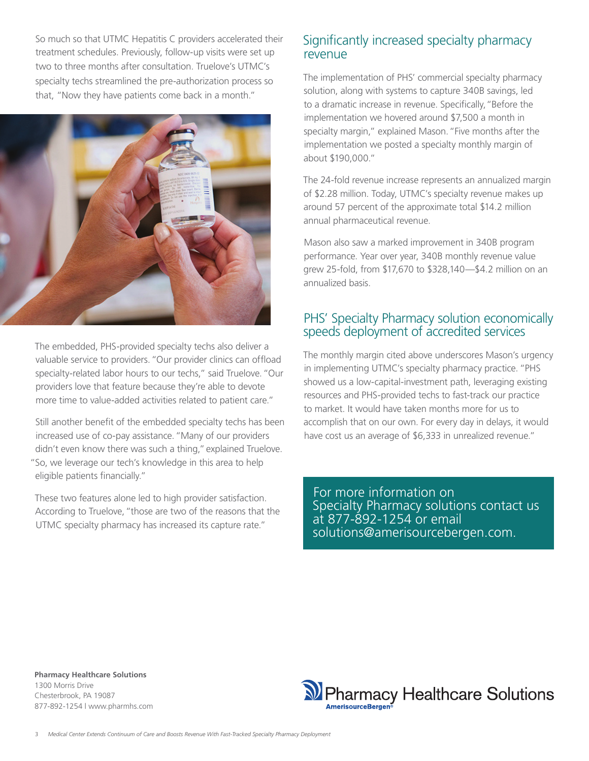So much so that UTMC Hepatitis C providers accelerated their treatment schedules. Previously, follow-up visits were set up two to three months after consultation. Truelove's UTMC's specialty techs streamlined the pre-authorization process so that, "Now they have patients come back in a month."

The embedded, PHS-provided specialty techs also deliver a valuable service to providers. "Our provider clinics can offload specialty-related labor hours to our techs," said Truelove. "Our providers love that feature because they're able to devote more time to value-added activities related to patient care."

Still another benefit of the embedded specialty techs has been increased use of co-pay assistance. "Many of our providers didn't even know there was such a thing," explained Truelove. "So, we leverage our tech's knowledge in this area to help eligible patients financially."

These two features alone led to high provider satisfaction. According to Truelove, "those are two of the reasons that the UTMC specialty pharmacy has increased its capture rate."

## Significantly increased specialty pharmacy revenue

The implementation of PHS' commercial specialty pharmacy solution, along with systems to capture 340B savings, led to a dramatic increase in revenue. Specifically, "Before the implementation we hovered around $7,500 a month in specialty margin," explained Mason. "Five months after the implementation we posted a specialty monthly margin of about $190,000."

The 24-fold revenue increase represents an annualized margin of $2.28 million. Today, UTMC's specialty revenue makes up around 57 percent of the approximate total $14.2 million annual pharmaceutical revenue.

Mason also saw a marked improvement in 340B program performance. Year over year, 340B monthly revenue value grew 25-fold, from $17,670 to $328,140—$4.2 million on an annualized basis.

## PHS' Specialty Pharmacy solution economically speeds deployment of accredited services

The monthly margin cited above underscores Mason's urgency in implementing UTMC's specialty pharmacy practice. "PHS showed us a low-capital-investment path, leveraging existing resources and PHS-provided techs to fast-track our practice to market. It would have taken months more for us to accomplish that on our own. For every day in delays, it would have cost us an average of $6,333 in unrealized revenue."

For more information on Specialty Pharmacy solutions contact us at 877-892-1254 or email solutions@amerisourcebergen.com.

**Pharmacy Healthcare Solutions**
1300 Morris Drive
Chesterbrook, PA 19087
877-892-1254 | www.pharmhs.com

Pharmacy Healthcare Solutions
AmerisourceBergen®